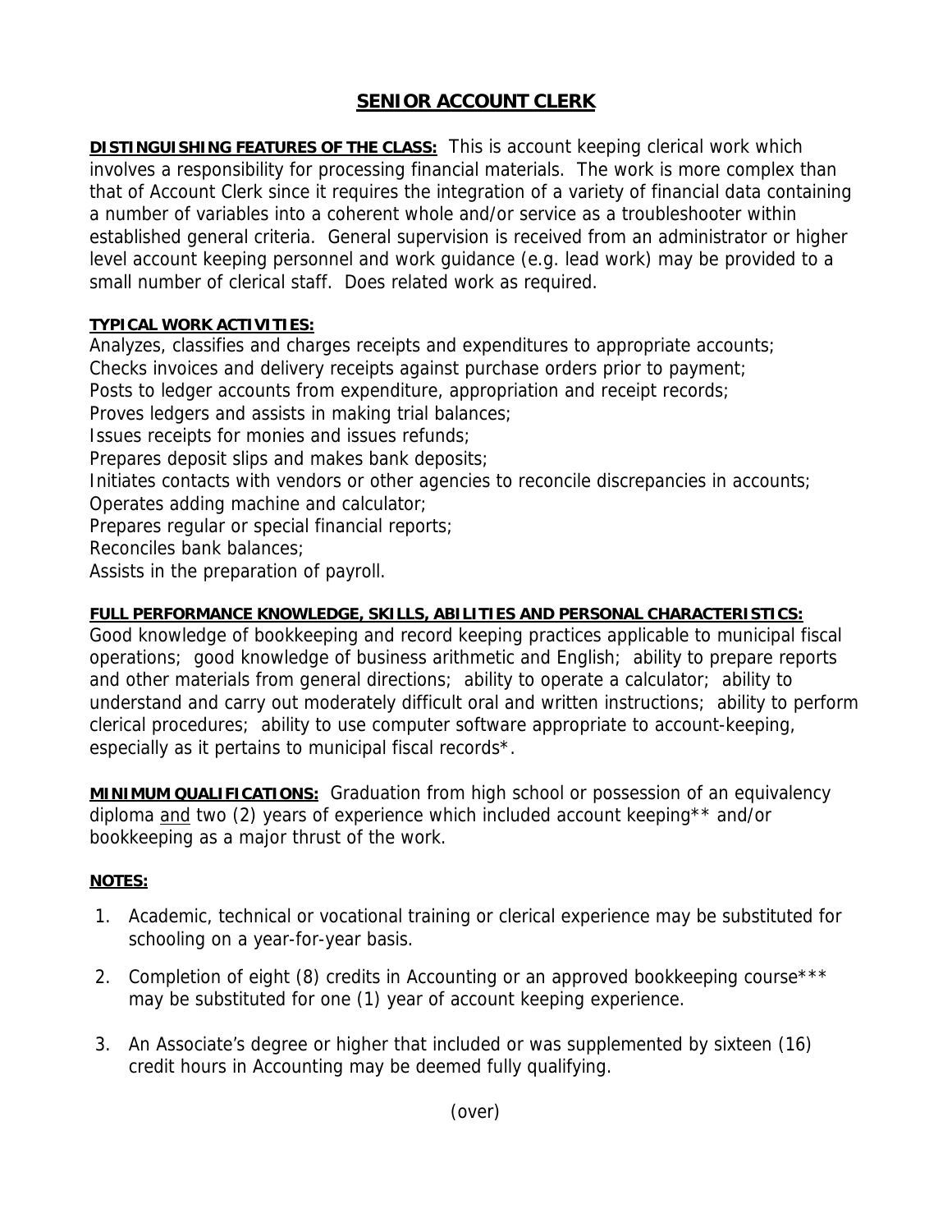# SENIOR ACCOUNT CLERK

**DISTINGUISHING FEATURES OF THE CLASS:** This is account keeping clerical work which involves a responsibility for processing financial materials. The work is more complex than that of Account Clerk since it requires the integration of a variety of financial data containing a number of variables into a coherent whole and/or service as a troubleshooter within established general criteria. General supervision is received from an administrator or higher level account keeping personnel and work guidance (e.g. lead work) may be provided to a small number of clerical staff. Does related work as required.

**TYPICAL WORK ACTIVITIES:**

Analyzes, classifies and charges receipts and expenditures to appropriate accounts;
Checks invoices and delivery receipts against purchase orders prior to payment;
Posts to ledger accounts from expenditure, appropriation and receipt records;
Proves ledgers and assists in making trial balances;
Issues receipts for monies and issues refunds;
Prepares deposit slips and makes bank deposits;
Initiates contacts with vendors or other agencies to reconcile discrepancies in accounts;
Operates adding machine and calculator;
Prepares regular or special financial reports;
Reconciles bank balances;
Assists in the preparation of payroll.

**FULL PERFORMANCE KNOWLEDGE, SKILLS, ABILITIES AND PERSONAL CHARACTERISTICS:**
Good knowledge of bookkeeping and record keeping practices applicable to municipal fiscal operations; good knowledge of business arithmetic and English; ability to prepare reports and other materials from general directions; ability to operate a calculator; ability to understand and carry out moderately difficult oral and written instructions; ability to perform clerical procedures; ability to use computer software appropriate to account-keeping, especially as it pertains to municipal fiscal records*.

**MINIMUM QUALIFICATIONS:** Graduation from high school or possession of an equivalency diploma <u>and</u> two (2) years of experience which included account keeping** and/or bookkeeping as a major thrust of the work.

**NOTES:**

1. Academic, technical or vocational training or clerical experience may be substituted for schooling on a year-for-year basis.

2. Completion of eight (8) credits in Accounting or an approved bookkeeping course*** may be substituted for one (1) year of account keeping experience.

3. An Associate's degree or higher that included or was supplemented by sixteen (16) credit hours in Accounting may be deemed fully qualifying.

(over)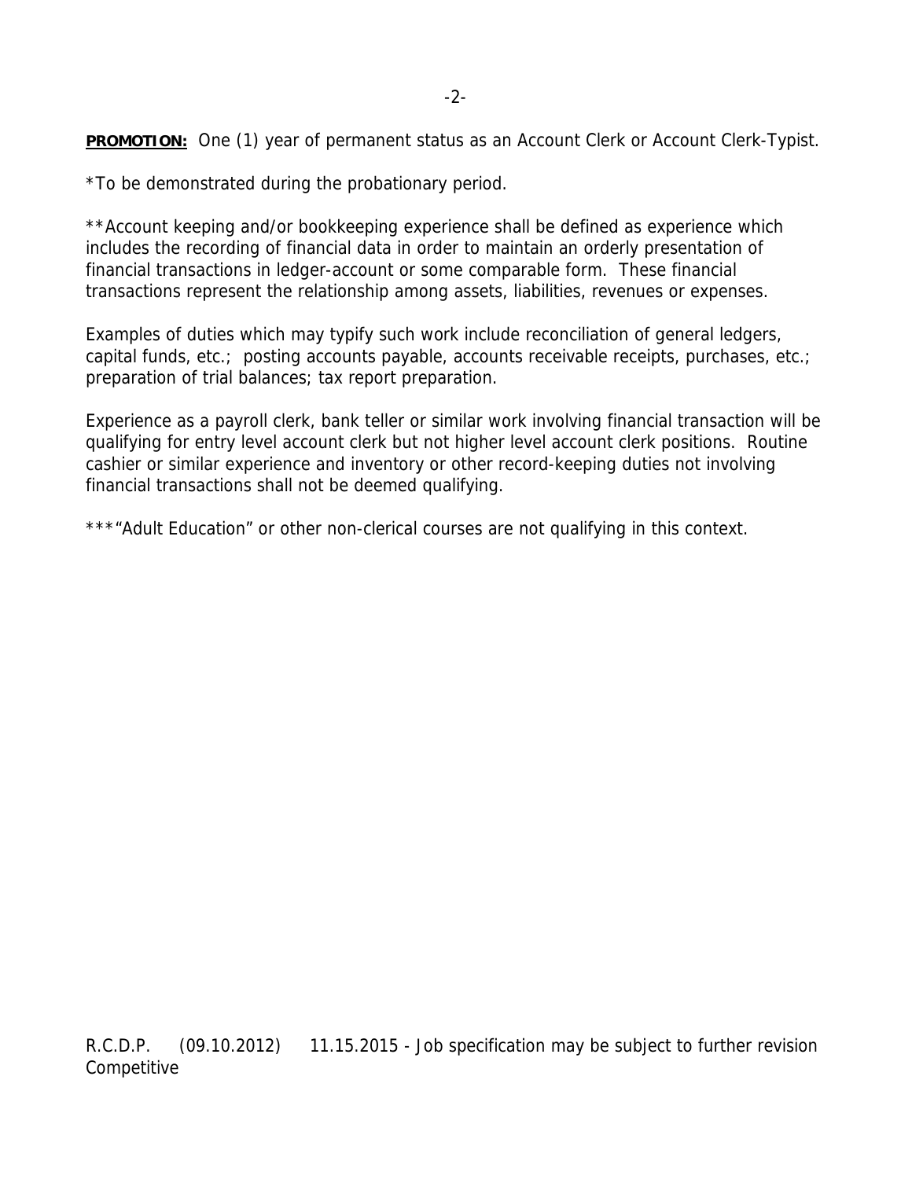**PROMOTION:** One (1) year of permanent status as an Account Clerk or Account Clerk-Typist.

*To be demonstrated during the probationary period.

**Account keeping and/or bookkeeping experience shall be defined as experience which includes the recording of financial data in order to maintain an orderly presentation of financial transactions in ledger-account or some comparable form. These financial transactions represent the relationship among assets, liabilities, revenues or expenses.

Examples of duties which may typify such work include reconciliation of general ledgers, capital funds, etc.; posting accounts payable, accounts receivable receipts, purchases, etc.; preparation of trial balances; tax report preparation.

Experience as a payroll clerk, bank teller or similar work involving financial transaction will be qualifying for entry level account clerk but not higher level account clerk positions. Routine cashier or similar experience and inventory or other record-keeping duties not involving financial transactions shall not be deemed qualifying.

***"Adult Education" or other non-clerical courses are not qualifying in this context.

R.C.D.P. (09.10.2012) 11.15.2015 - Job specification may be subject to further revision
Competitive